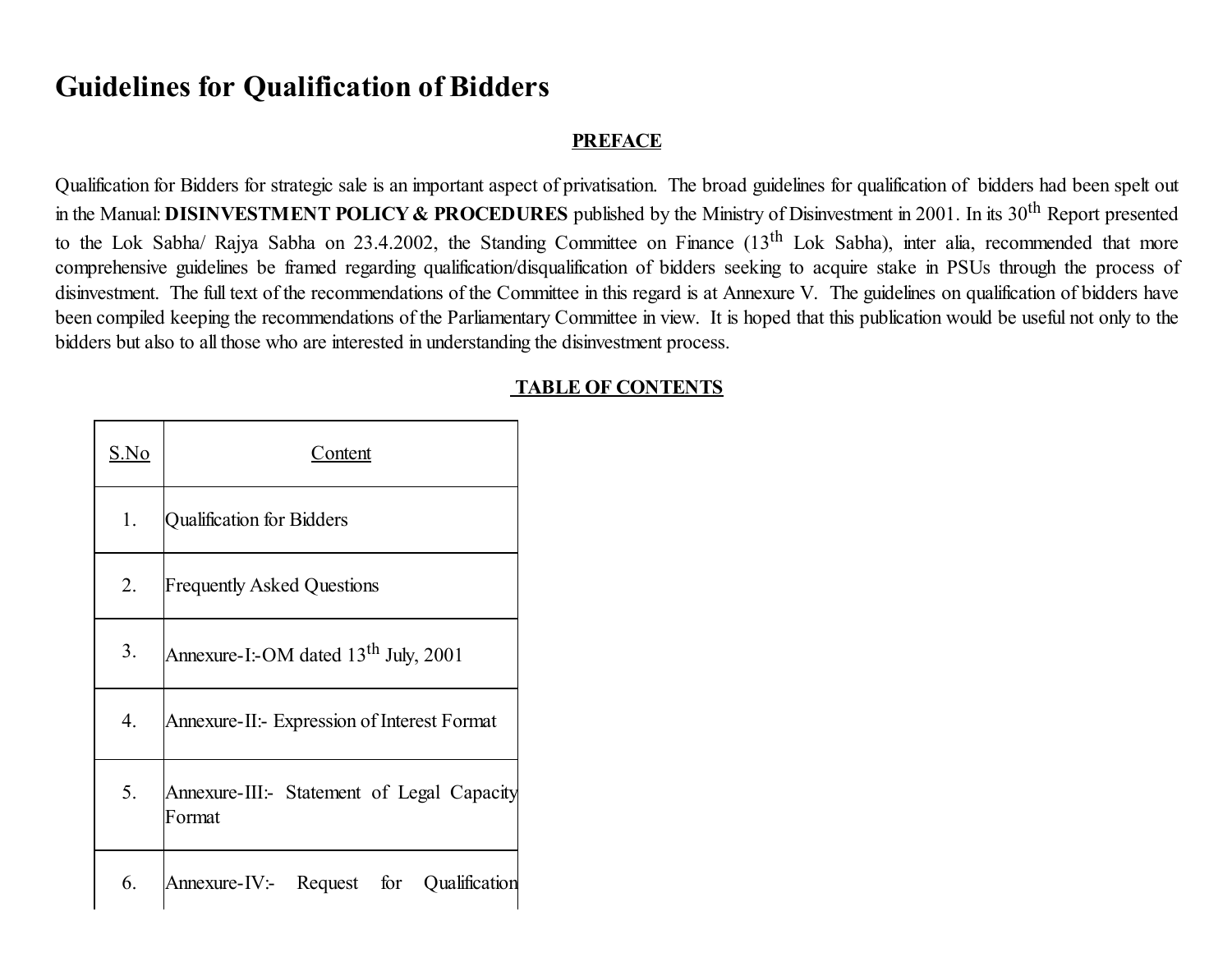# Guidelines for Qualification of Bidders

## PREFACE

Qualification for Bidders for strategic sale is an important aspect of privatisation. The broad guidelines for qualification of bidders had been spelt out in the Manual: **DISINVESTMENT POLICY & PROCEDURES** published by the Ministry of Disinvestment in 2001. In its 30th Report presented to the Lok Sabha/ Rajya Sabha on 23.4.2002, the Standing Committee on Finance (13th Lok Sabha), inter alia, recommended that more comprehensive guidelines be framed regarding qualification/disqualification of bidders seeking to acquire stake in PSUs through the process of disinvestment. The full text of the recommendations of the Committee in this regard is at Annexure V. The guidelines on qualification of bidders have been compiled keeping the recommendations of the Parliamentary Committee in view. It is hoped that this publication would be useful not only to the bidders but also to all those who are interested in understanding the disinvestment process.

## TABLE OF CONTENTS

| S.No | Content |
| --- | --- |
| 1. | Qualification for Bidders |
| 2. | Frequently Asked Questions |
| 3. | Annexure-I:-OM dated 13th July, 2001 |
| 4. | Annexure-II:- Expression of Interest Format |
| 5. | Annexure-III:- Statement of Legal Capacity Format |
| 6. | Annexure-IV:- Request for Qualification |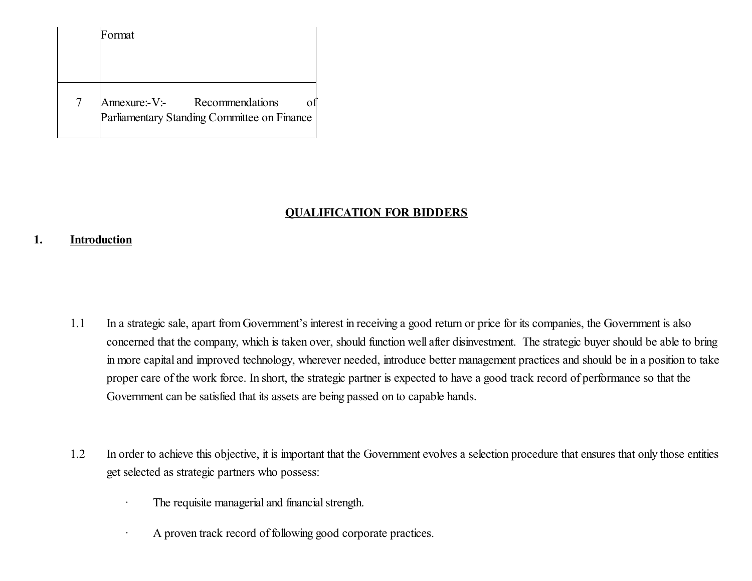| | |
|---|---|
| | Format |
| 7 | Annexure:-V:- Recommendations of Parliamentary Standing Committee on Finance |

## QUALIFICATION FOR BIDDERS

### 1. Introduction

1.1 In a strategic sale, apart from Government's interest in receiving a good return or price for its companies, the Government is also concerned that the company, which is taken over, should function well after disinvestment. The strategic buyer should be able to bring in more capital and improved technology, wherever needed, introduce better management practices and should be in a position to take proper care of the work force. In short, the strategic partner is expected to have a good track record of performance so that the Government can be satisfied that its assets are being passed on to capable hands.

1.2 In order to achieve this objective, it is important that the Government evolves a selection procedure that ensures that only those entities get selected as strategic partners who possess:

- The requisite managerial and financial strength.
- A proven track record of following good corporate practices.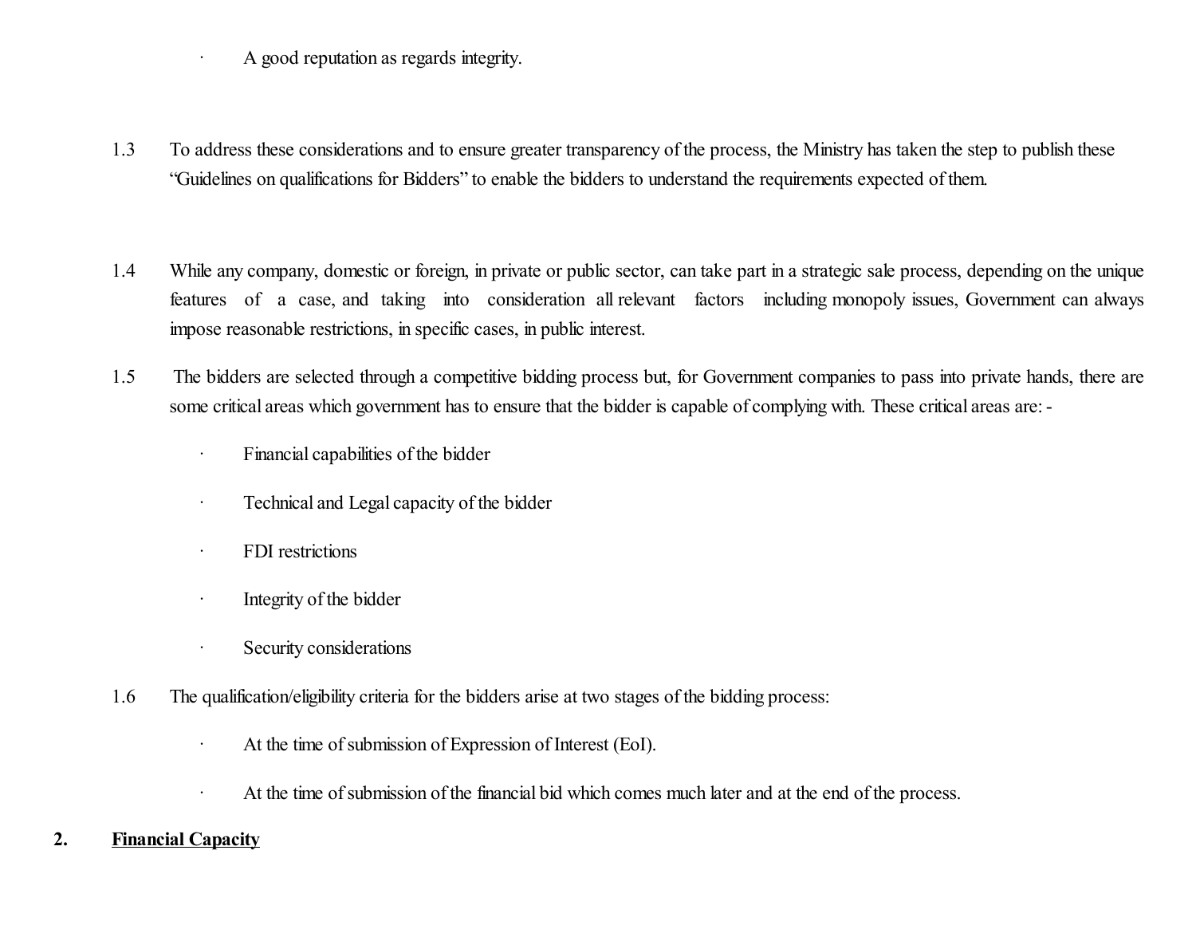- A good reputation as regards integrity.

1.3 To address these considerations and to ensure greater transparency of the process, the Ministry has taken the step to publish these "Guidelines on qualifications for Bidders" to enable the bidders to understand the requirements expected of them.

1.4 While any company, domestic or foreign, in private or public sector, can take part in a strategic sale process, depending on the unique features of a case, and taking into consideration all relevant factors including monopoly issues, Government can always impose reasonable restrictions, in specific cases, in public interest.

1.5 The bidders are selected through a competitive bidding process but, for Government companies to pass into private hands, there are some critical areas which government has to ensure that the bidder is capable of complying with. These critical areas are: -

- Financial capabilities of the bidder
- Technical and Legal capacity of the bidder
- FDI restrictions
- Integrity of the bidder
- Security considerations

1.6 The qualification/eligibility criteria for the bidders arise at two stages of the bidding process:

- At the time of submission of Expression of Interest (EoI).
- At the time of submission of the financial bid which comes much later and at the end of the process.

## 2. <u>Financial Capacity</u>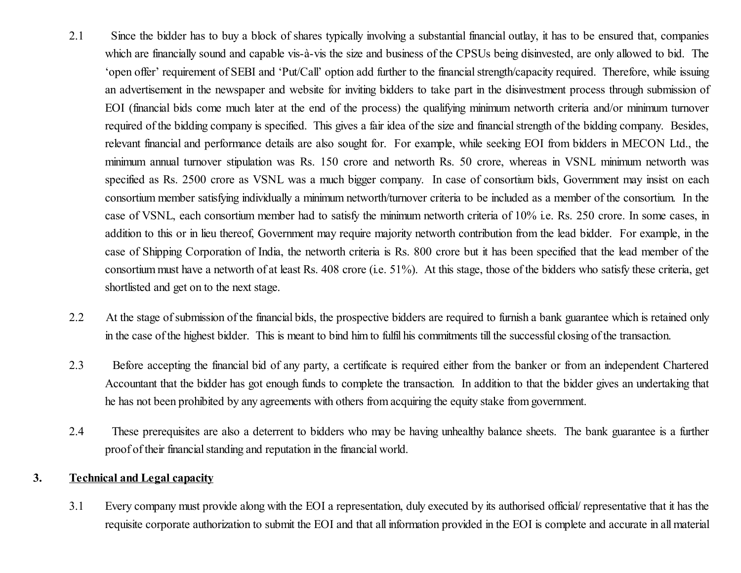2.1 Since the bidder has to buy a block of shares typically involving a substantial financial outlay, it has to be ensured that, companies which are financially sound and capable vis-à-vis the size and business of the CPSUs being disinvested, are only allowed to bid. The 'open offer' requirement of SEBI and 'Put/Call' option add further to the financial strength/capacity required. Therefore, while issuing an advertisement in the newspaper and website for inviting bidders to take part in the disinvestment process through submission of EOI (financial bids come much later at the end of the process) the qualifying minimum networth criteria and/or minimum turnover required of the bidding company is specified. This gives a fair idea of the size and financial strength of the bidding company. Besides, relevant financial and performance details are also sought for. For example, while seeking EOI from bidders in MECON Ltd., the minimum annual turnover stipulation was Rs. 150 crore and networth Rs. 50 crore, whereas in VSNL minimum networth was specified as Rs. 2500 crore as VSNL was a much bigger company. In case of consortium bids, Government may insist on each consortium member satisfying individually a minimum networth/turnover criteria to be included as a member of the consortium. In the case of VSNL, each consortium member had to satisfy the minimum networth criteria of 10% i.e. Rs. 250 crore. In some cases, in addition to this or in lieu thereof, Government may require majority networth contribution from the lead bidder. For example, in the case of Shipping Corporation of India, the networth criteria is Rs. 800 crore but it has been specified that the lead member of the consortium must have a networth of at least Rs. 408 crore (i.e. 51%). At this stage, those of the bidders who satisfy these criteria, get shortlisted and get on to the next stage.

2.2 At the stage of submission of the financial bids, the prospective bidders are required to furnish a bank guarantee which is retained only in the case of the highest bidder. This is meant to bind him to fulfil his commitments till the successful closing of the transaction.

2.3 Before accepting the financial bid of any party, a certificate is required either from the banker or from an independent Chartered Accountant that the bidder has got enough funds to complete the transaction. In addition to that the bidder gives an undertaking that he has not been prohibited by any agreements with others from acquiring the equity stake from government.

2.4 These prerequisites are also a deterrent to bidders who may be having unhealthy balance sheets. The bank guarantee is a further proof of their financial standing and reputation in the financial world.

## 3. Technical and Legal capacity

3.1 Every company must provide along with the EOI a representation, duly executed by its authorised official/ representative that it has the requisite corporate authorization to submit the EOI and that all information provided in the EOI is complete and accurate in all material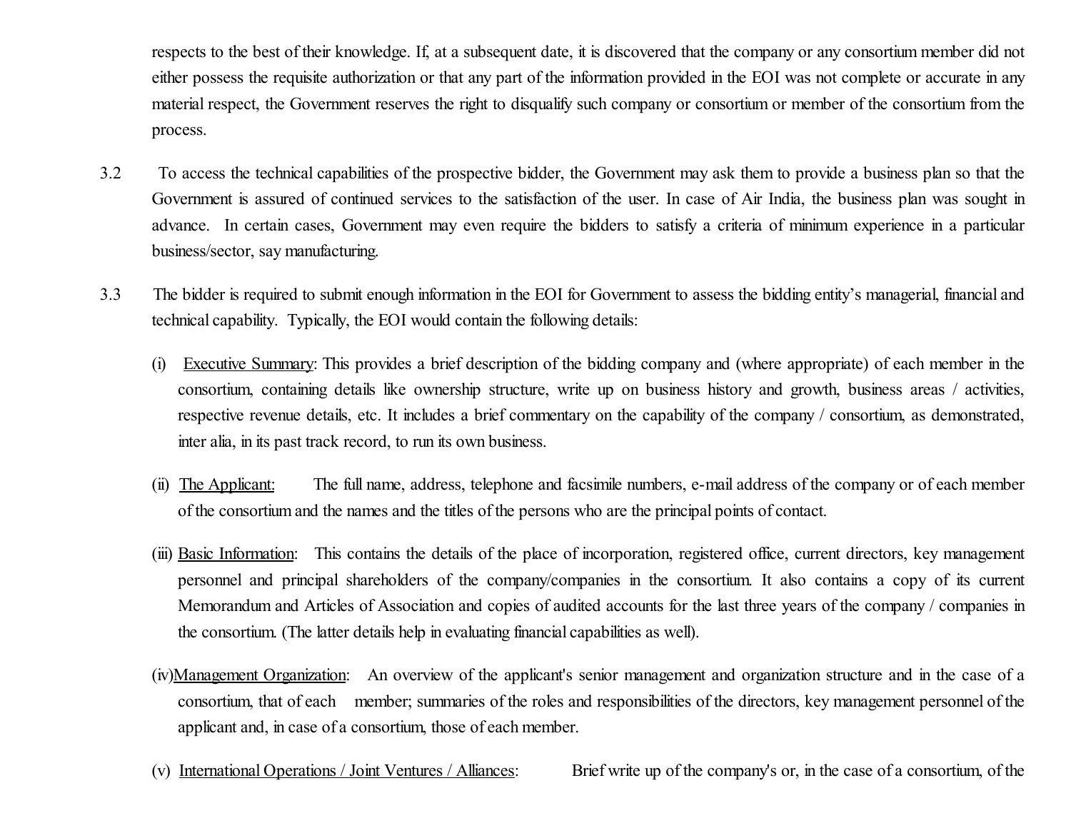respects to the best of their knowledge. If, at a subsequent date, it is discovered that the company or any consortium member did not either possess the requisite authorization or that any part of the information provided in the EOI was not complete or accurate in any material respect, the Government reserves the right to disqualify such company or consortium or member of the consortium from the process.

3.2 To access the technical capabilities of the prospective bidder, the Government may ask them to provide a business plan so that the Government is assured of continued services to the satisfaction of the user. In case of Air India, the business plan was sought in advance. In certain cases, Government may even require the bidders to satisfy a criteria of minimum experience in a particular business/sector, say manufacturing.

3.3 The bidder is required to submit enough information in the EOI for Government to assess the bidding entity's managerial, financial and technical capability. Typically, the EOI would contain the following details:

(i) Executive Summary: This provides a brief description of the bidding company and (where appropriate) of each member in the consortium, containing details like ownership structure, write up on business history and growth, business areas / activities, respective revenue details, etc. It includes a brief commentary on the capability of the company / consortium, as demonstrated, inter alia, in its past track record, to run its own business.

(ii) The Applicant: The full name, address, telephone and facsimile numbers, e-mail address of the company or of each member of the consortium and the names and the titles of the persons who are the principal points of contact.

(iii) Basic Information: This contains the details of the place of incorporation, registered office, current directors, key management personnel and principal shareholders of the company/companies in the consortium. It also contains a copy of its current Memorandum and Articles of Association and copies of audited accounts for the last three years of the company / companies in the consortium. (The latter details help in evaluating financial capabilities as well).

(iv) Management Organization: An overview of the applicant's senior management and organization structure and in the case of a consortium, that of each member; summaries of the roles and responsibilities of the directors, key management personnel of the applicant and, in case of a consortium, those of each member.

(v) International Operations / Joint Ventures / Alliances: Brief write up of the company's or, in the case of a consortium, of the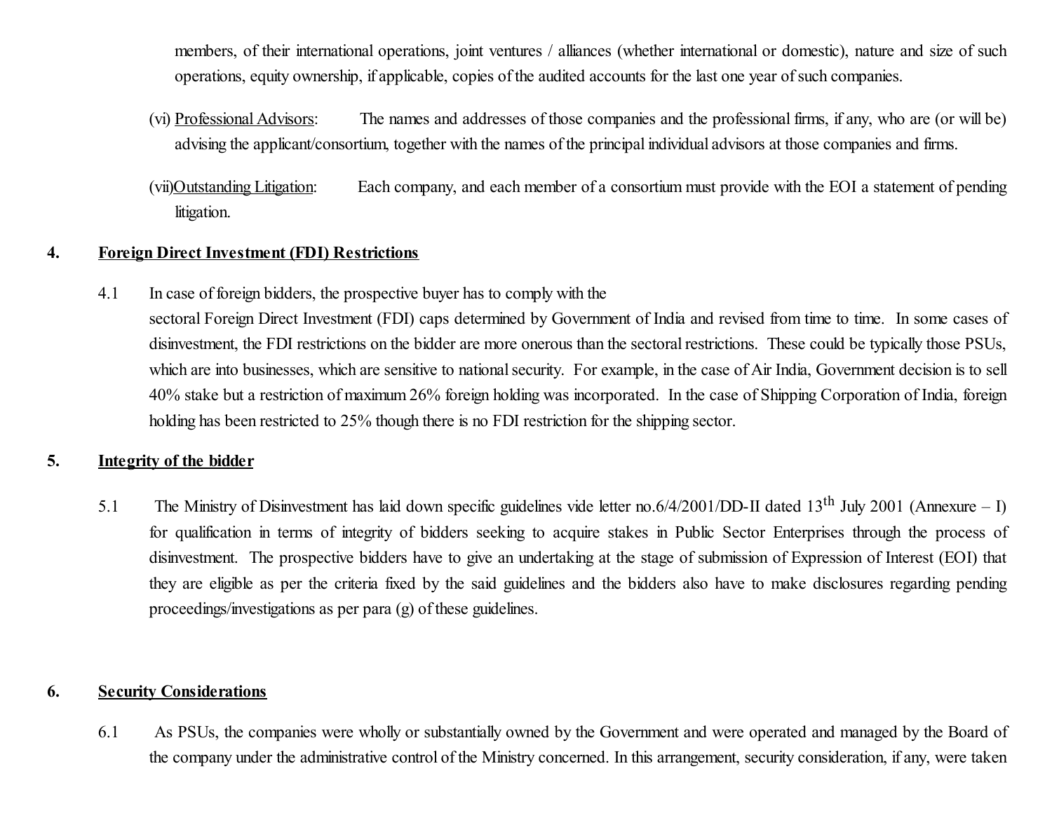members, of their international operations, joint ventures / alliances (whether international or domestic), nature and size of such operations, equity ownership, if applicable, copies of the audited accounts for the last one year of such companies.

(vi) Professional Advisors: The names and addresses of those companies and the professional firms, if any, who are (or will be) advising the applicant/consortium, together with the names of the principal individual advisors at those companies and firms.

(vii) Outstanding Litigation: Each company, and each member of a consortium must provide with the EOI a statement of pending litigation.

## 4. Foreign Direct Investment (FDI) Restrictions

4.1 In case of foreign bidders, the prospective buyer has to comply with the sectoral Foreign Direct Investment (FDI) caps determined by Government of India and revised from time to time. In some cases of disinvestment, the FDI restrictions on the bidder are more onerous than the sectoral restrictions. These could be typically those PSUs, which are into businesses, which are sensitive to national security. For example, in the case of Air India, Government decision is to sell 40% stake but a restriction of maximum 26% foreign holding was incorporated. In the case of Shipping Corporation of India, foreign holding has been restricted to 25% though there is no FDI restriction for the shipping sector.

## 5. Integrity of the bidder

5.1 The Ministry of Disinvestment has laid down specific guidelines vide letter no.6/4/2001/DD-II dated 13th July 2001 (Annexure – I) for qualification in terms of integrity of bidders seeking to acquire stakes in Public Sector Enterprises through the process of disinvestment. The prospective bidders have to give an undertaking at the stage of submission of Expression of Interest (EOI) that they are eligible as per the criteria fixed by the said guidelines and the bidders also have to make disclosures regarding pending proceedings/investigations as per para (g) of these guidelines.

## 6. Security Considerations

6.1 As PSUs, the companies were wholly or substantially owned by the Government and were operated and managed by the Board of the company under the administrative control of the Ministry concerned. In this arrangement, security consideration, if any, were taken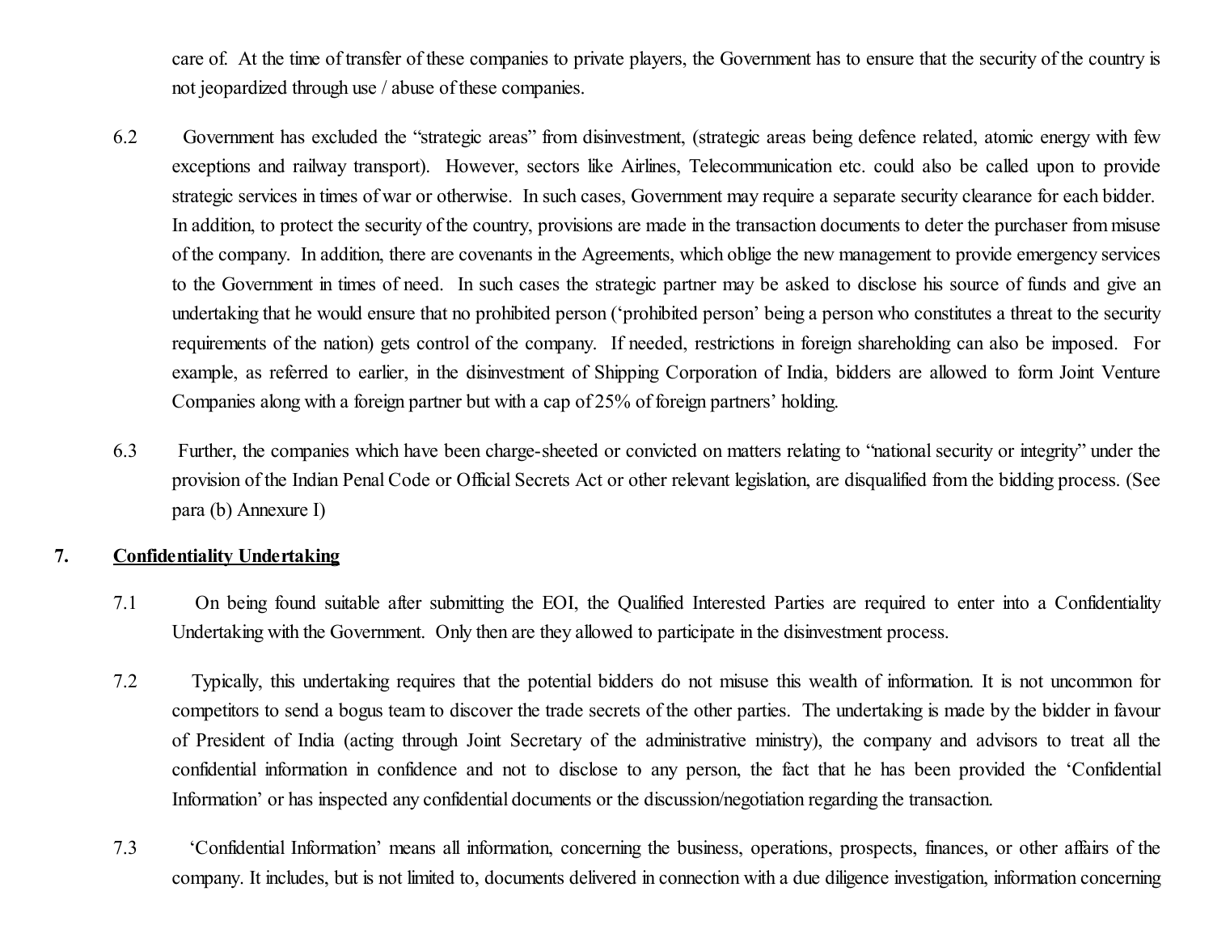care of. At the time of transfer of these companies to private players, the Government has to ensure that the security of the country is not jeopardized through use / abuse of these companies.

6.2 Government has excluded the "strategic areas" from disinvestment, (strategic areas being defence related, atomic energy with few exceptions and railway transport). However, sectors like Airlines, Telecommunication etc. could also be called upon to provide strategic services in times of war or otherwise. In such cases, Government may require a separate security clearance for each bidder. In addition, to protect the security of the country, provisions are made in the transaction documents to deter the purchaser from misuse of the company. In addition, there are covenants in the Agreements, which oblige the new management to provide emergency services to the Government in times of need. In such cases the strategic partner may be asked to disclose his source of funds and give an undertaking that he would ensure that no prohibited person ('prohibited person' being a person who constitutes a threat to the security requirements of the nation) gets control of the company. If needed, restrictions in foreign shareholding can also be imposed. For example, as referred to earlier, in the disinvestment of Shipping Corporation of India, bidders are allowed to form Joint Venture Companies along with a foreign partner but with a cap of 25% of foreign partners' holding.

6.3 Further, the companies which have been charge-sheeted or convicted on matters relating to "national security or integrity" under the provision of the Indian Penal Code or Official Secrets Act or other relevant legislation, are disqualified from the bidding process. (See para (b) Annexure I)

## 7. Confidentiality Undertaking

7.1 On being found suitable after submitting the EOI, the Qualified Interested Parties are required to enter into a Confidentiality Undertaking with the Government. Only then are they allowed to participate in the disinvestment process.

7.2 Typically, this undertaking requires that the potential bidders do not misuse this wealth of information. It is not uncommon for competitors to send a bogus team to discover the trade secrets of the other parties. The undertaking is made by the bidder in favour of President of India (acting through Joint Secretary of the administrative ministry), the company and advisors to treat all the confidential information in confidence and not to disclose to any person, the fact that he has been provided the 'Confidential Information' or has inspected any confidential documents or the discussion/negotiation regarding the transaction.

7.3 'Confidential Information' means all information, concerning the business, operations, prospects, finances, or other affairs of the company. It includes, but is not limited to, documents delivered in connection with a due diligence investigation, information concerning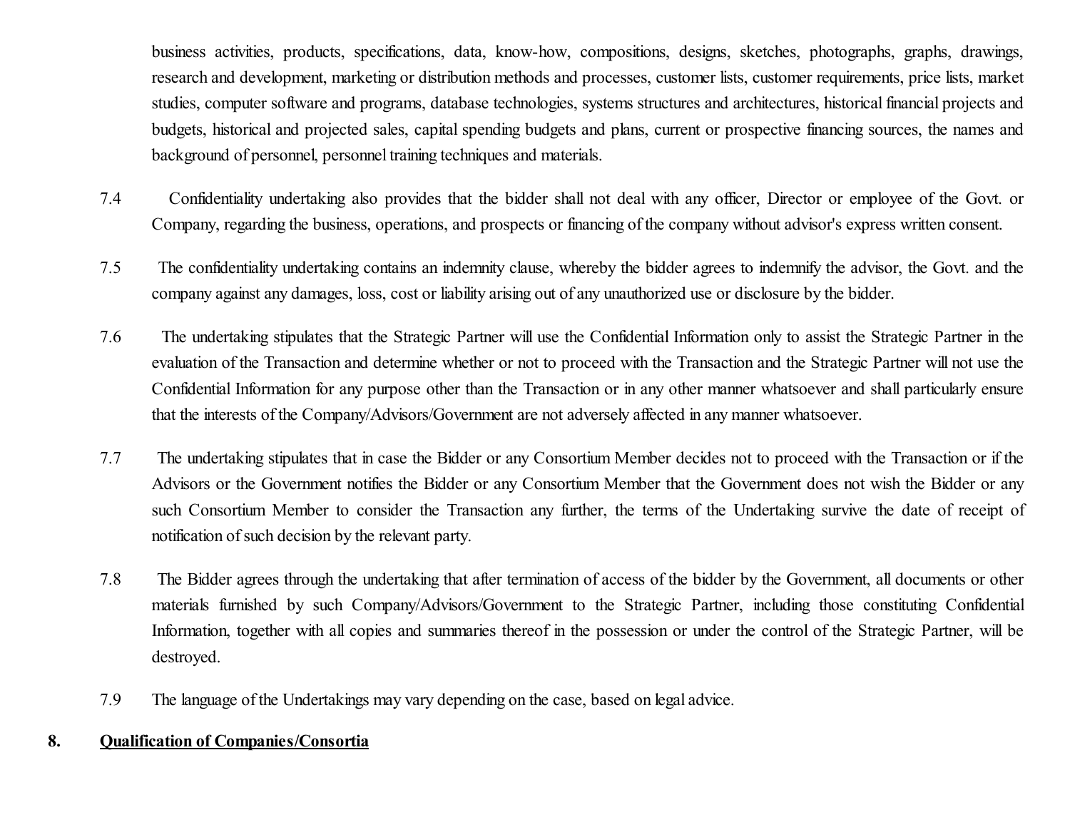business activities, products, specifications, data, know-how, compositions, designs, sketches, photographs, graphs, drawings, research and development, marketing or distribution methods and processes, customer lists, customer requirements, price lists, market studies, computer software and programs, database technologies, systems structures and architectures, historical financial projects and budgets, historical and projected sales, capital spending budgets and plans, current or prospective financing sources, the names and background of personnel, personnel training techniques and materials.

7.4 Confidentiality undertaking also provides that the bidder shall not deal with any officer, Director or employee of the Govt. or Company, regarding the business, operations, and prospects or financing of the company without advisor's express written consent.

7.5 The confidentiality undertaking contains an indemnity clause, whereby the bidder agrees to indemnify the advisor, the Govt. and the company against any damages, loss, cost or liability arising out of any unauthorized use or disclosure by the bidder.

7.6 The undertaking stipulates that the Strategic Partner will use the Confidential Information only to assist the Strategic Partner in the evaluation of the Transaction and determine whether or not to proceed with the Transaction and the Strategic Partner will not use the Confidential Information for any purpose other than the Transaction or in any other manner whatsoever and shall particularly ensure that the interests of the Company/Advisors/Government are not adversely affected in any manner whatsoever.

7.7 The undertaking stipulates that in case the Bidder or any Consortium Member decides not to proceed with the Transaction or if the Advisors or the Government notifies the Bidder or any Consortium Member that the Government does not wish the Bidder or any such Consortium Member to consider the Transaction any further, the terms of the Undertaking survive the date of receipt of notification of such decision by the relevant party.

7.8 The Bidder agrees through the undertaking that after termination of access of the bidder by the Government, all documents or other materials furnished by such Company/Advisors/Government to the Strategic Partner, including those constituting Confidential Information, together with all copies and summaries thereof in the possession or under the control of the Strategic Partner, will be destroyed.

7.9 The language of the Undertakings may vary depending on the case, based on legal advice.

## 8. <u>Qualification of Companies/Consortia</u>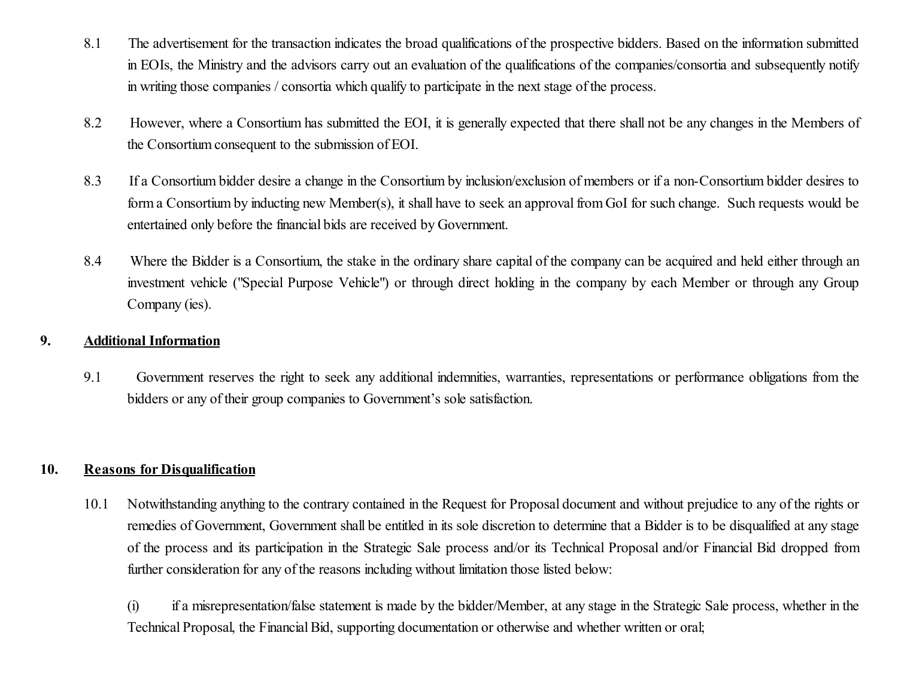8.1 The advertisement for the transaction indicates the broad qualifications of the prospective bidders. Based on the information submitted in EOIs, the Ministry and the advisors carry out an evaluation of the qualifications of the companies/consortia and subsequently notify in writing those companies / consortia which qualify to participate in the next stage of the process.

8.2 However, where a Consortium has submitted the EOI, it is generally expected that there shall not be any changes in the Members of the Consortium consequent to the submission of EOI.

8.3 If a Consortium bidder desire a change in the Consortium by inclusion/exclusion of members or if a non-Consortium bidder desires to form a Consortium by inducting new Member(s), it shall have to seek an approval from GoI for such change. Such requests would be entertained only before the financial bids are received by Government.

8.4 Where the Bidder is a Consortium, the stake in the ordinary share capital of the company can be acquired and held either through an investment vehicle ("Special Purpose Vehicle") or through direct holding in the company by each Member or through any Group Company (ies).

## 9. <u>Additional Information</u>

9.1 Government reserves the right to seek any additional indemnities, warranties, representations or performance obligations from the bidders or any of their group companies to Government's sole satisfaction.

## 10. <u>Reasons for Disqualification</u>

10.1 Notwithstanding anything to the contrary contained in the Request for Proposal document and without prejudice to any of the rights or remedies of Government, Government shall be entitled in its sole discretion to determine that a Bidder is to be disqualified at any stage of the process and its participation in the Strategic Sale process and/or its Technical Proposal and/or Financial Bid dropped from further consideration for any of the reasons including without limitation those listed below:

(i) if a misrepresentation/false statement is made by the bidder/Member, at any stage in the Strategic Sale process, whether in the Technical Proposal, the Financial Bid, supporting documentation or otherwise and whether written or oral;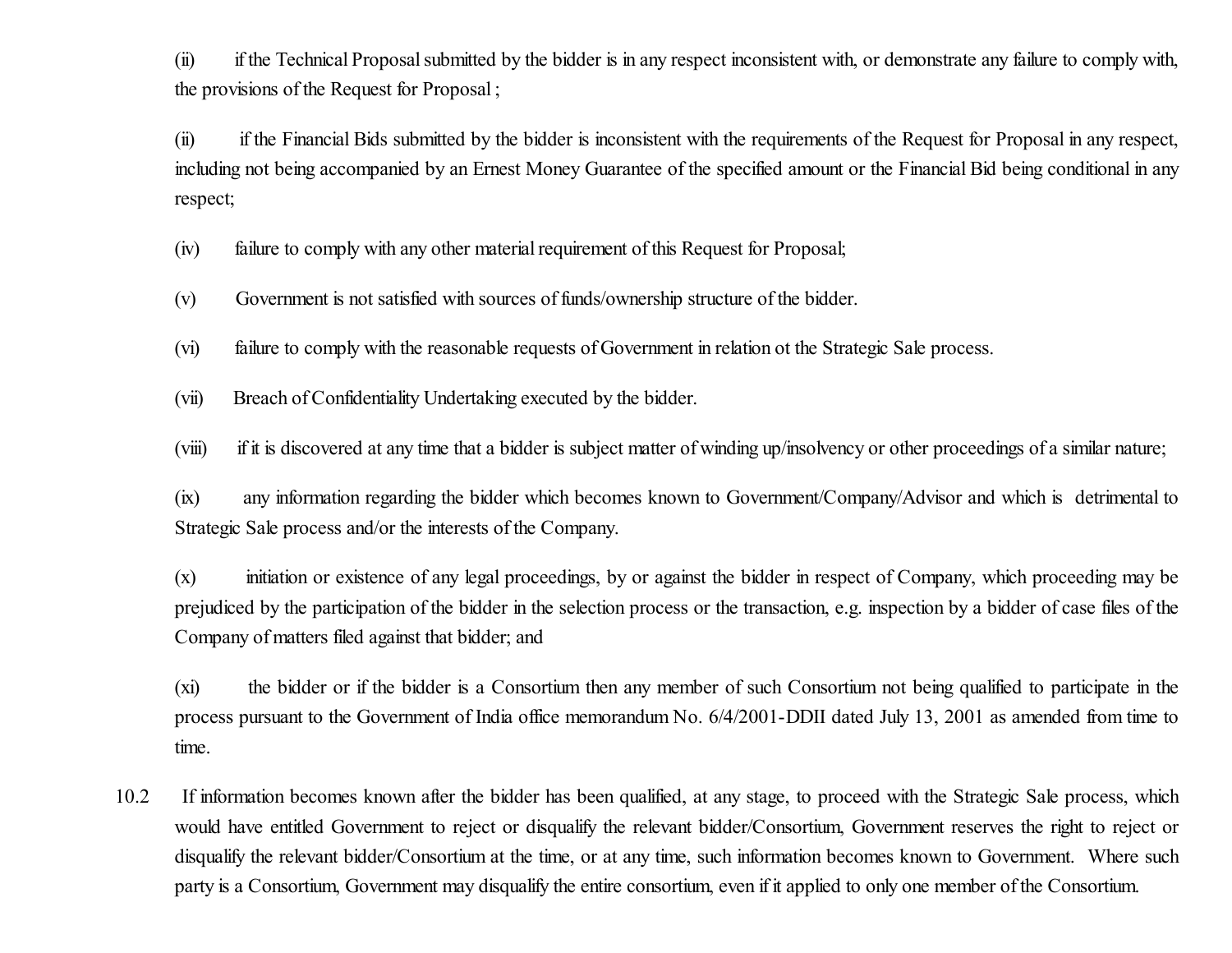(ii) if the Technical Proposal submitted by the bidder is in any respect inconsistent with, or demonstrate any failure to comply with, the provisions of the Request for Proposal ;

(ii) if the Financial Bids submitted by the bidder is inconsistent with the requirements of the Request for Proposal in any respect, including not being accompanied by an Ernest Money Guarantee of the specified amount or the Financial Bid being conditional in any respect;

(iv) failure to comply with any other material requirement of this Request for Proposal;

(v) Government is not satisfied with sources of funds/ownership structure of the bidder.

(vi) failure to comply with the reasonable requests of Government in relation ot the Strategic Sale process.

(vii) Breach of Confidentiality Undertaking executed by the bidder.

(viii) if it is discovered at any time that a bidder is subject matter of winding up/insolvency or other proceedings of a similar nature;

(ix) any information regarding the bidder which becomes known to Government/Company/Advisor and which is detrimental to Strategic Sale process and/or the interests of the Company.

(x) initiation or existence of any legal proceedings, by or against the bidder in respect of Company, which proceeding may be prejudiced by the participation of the bidder in the selection process or the transaction, e.g. inspection by a bidder of case files of the Company of matters filed against that bidder; and

(xi) the bidder or if the bidder is a Consortium then any member of such Consortium not being qualified to participate in the process pursuant to the Government of India office memorandum No. 6/4/2001-DDII dated July 13, 2001 as amended from time to time.

10.2 If information becomes known after the bidder has been qualified, at any stage, to proceed with the Strategic Sale process, which would have entitled Government to reject or disqualify the relevant bidder/Consortium, Government reserves the right to reject or disqualify the relevant bidder/Consortium at the time, or at any time, such information becomes known to Government. Where such party is a Consortium, Government may disqualify the entire consortium, even if it applied to only one member of the Consortium.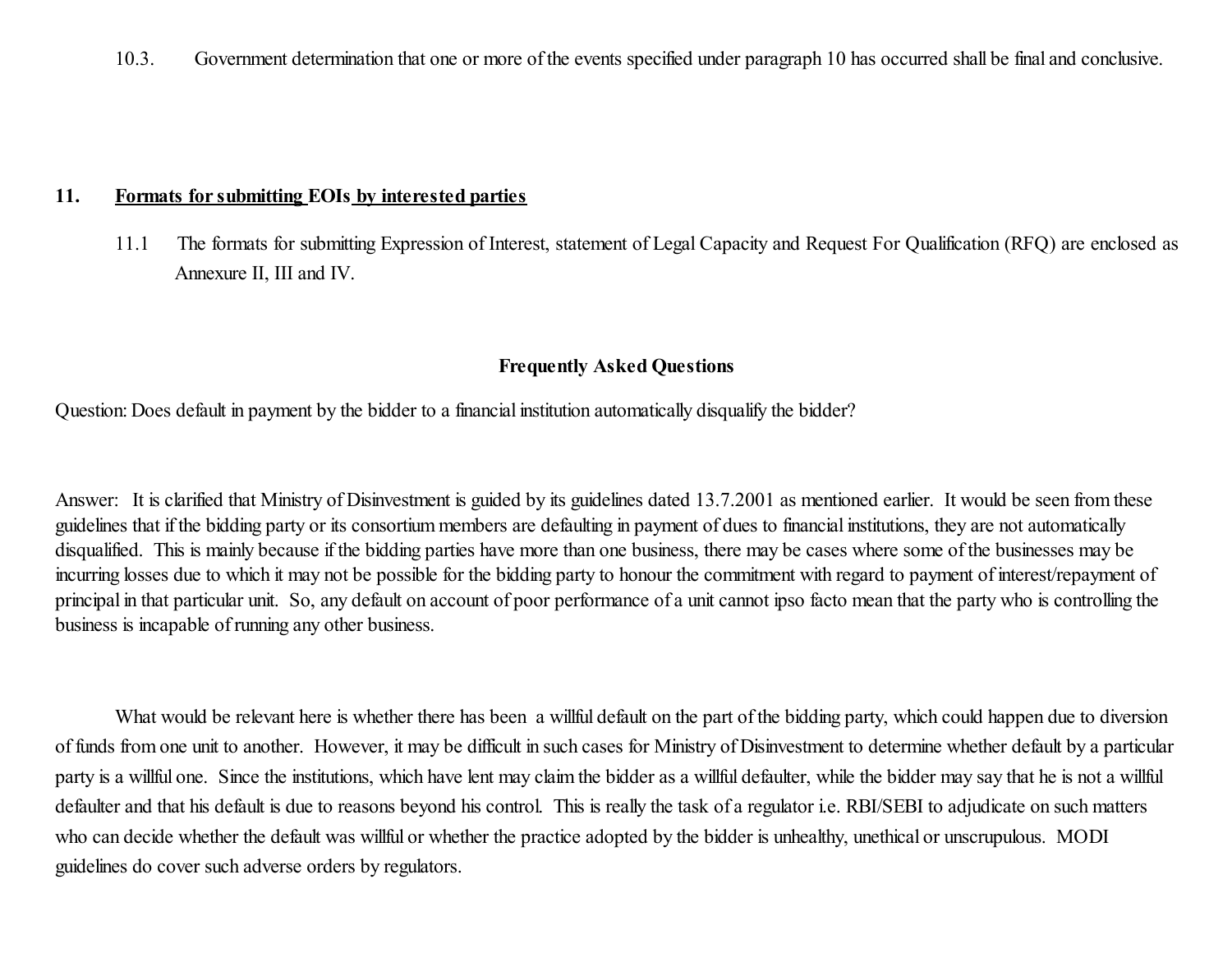10.3. Government determination that one or more of the events specified under paragraph 10 has occurred shall be final and conclusive.

## 11. Formats for submitting EOIs by interested parties

11.1 The formats for submitting Expression of Interest, statement of Legal Capacity and Request For Qualification (RFQ) are enclosed as Annexure II, III and IV.

### Frequently Asked Questions

Question: Does default in payment by the bidder to a financial institution automatically disqualify the bidder?

Answer: It is clarified that Ministry of Disinvestment is guided by its guidelines dated 13.7.2001 as mentioned earlier. It would be seen from these guidelines that if the bidding party or its consortium members are defaulting in payment of dues to financial institutions, they are not automatically disqualified. This is mainly because if the bidding parties have more than one business, there may be cases where some of the businesses may be incurring losses due to which it may not be possible for the bidding party to honour the commitment with regard to payment of interest/repayment of principal in that particular unit. So, any default on account of poor performance of a unit cannot ipso facto mean that the party who is controlling the business is incapable of running any other business.

What would be relevant here is whether there has been a willful default on the part of the bidding party, which could happen due to diversion of funds from one unit to another. However, it may be difficult in such cases for Ministry of Disinvestment to determine whether default by a particular party is a willful one. Since the institutions, which have lent may claim the bidder as a willful defaulter, while the bidder may say that he is not a willful defaulter and that his default is due to reasons beyond his control. This is really the task of a regulator i.e. RBI/SEBI to adjudicate on such matters who can decide whether the default was willful or whether the practice adopted by the bidder is unhealthy, unethical or unscrupulous. MODI guidelines do cover such adverse orders by regulators.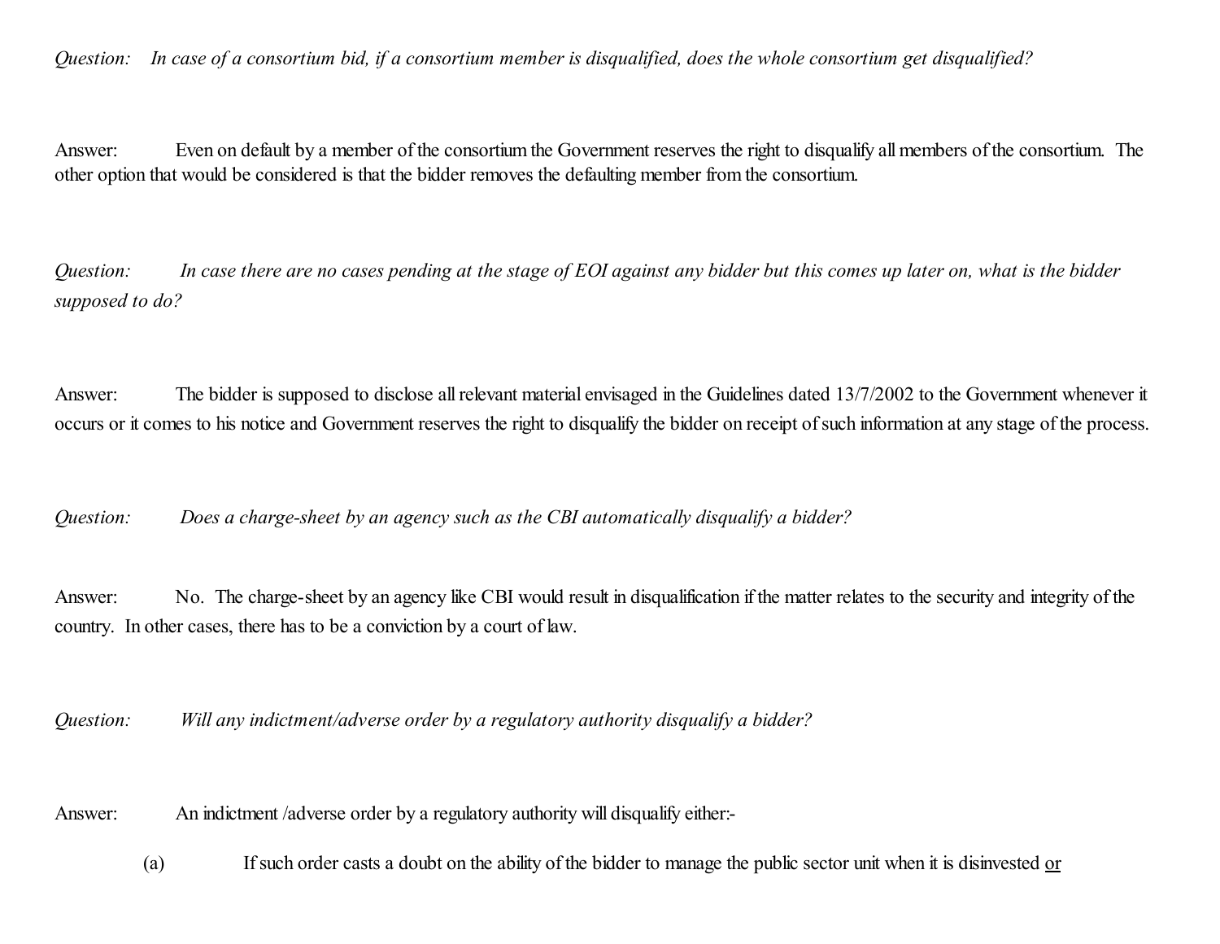*Question: In case of a consortium bid, if a consortium member is disqualified, does the whole consortium get disqualified?*

Answer: Even on default by a member of the consortium the Government reserves the right to disqualify all members of the consortium. The other option that would be considered is that the bidder removes the defaulting member from the consortium.

*Question: In case there are no cases pending at the stage of EOI against any bidder but this comes up later on, what is the bidder supposed to do?*

Answer: The bidder is supposed to disclose all relevant material envisaged in the Guidelines dated 13/7/2002 to the Government whenever it occurs or it comes to his notice and Government reserves the right to disqualify the bidder on receipt of such information at any stage of the process.

*Question: Does a charge-sheet by an agency such as the CBI automatically disqualify a bidder?*

Answer: No. The charge-sheet by an agency like CBI would result in disqualification if the matter relates to the security and integrity of the country. In other cases, there has to be a conviction by a court of law.

*Question: Will any indictment/adverse order by a regulatory authority disqualify a bidder?*

Answer: An indictment /adverse order by a regulatory authority will disqualify either:-

(a) If such order casts a doubt on the ability of the bidder to manage the public sector unit when it is disinvested <u>or</u>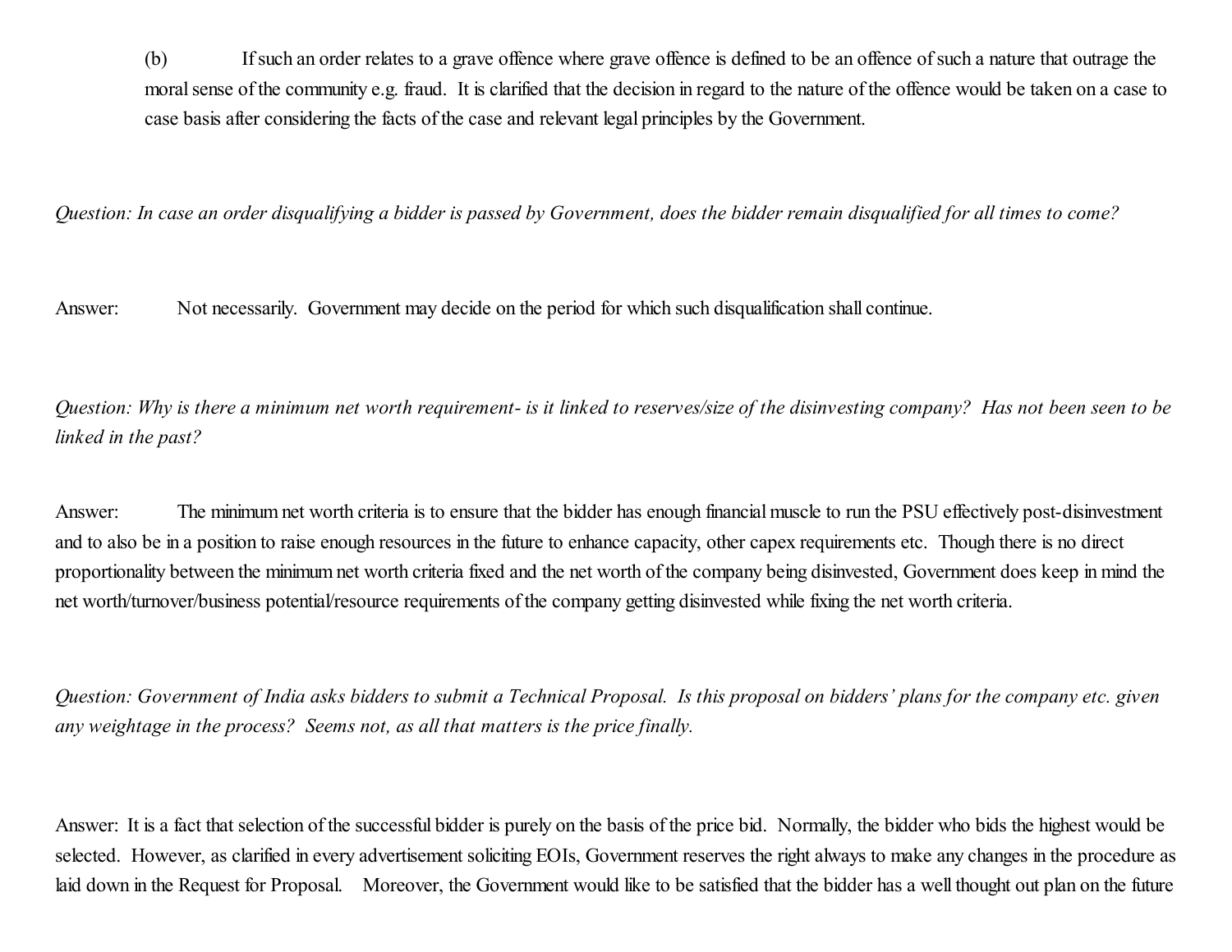(b) If such an order relates to a grave offence where grave offence is defined to be an offence of such a nature that outrage the moral sense of the community e.g. fraud. It is clarified that the decision in regard to the nature of the offence would be taken on a case to case basis after considering the facts of the case and relevant legal principles by the Government.

*Question: In case an order disqualifying a bidder is passed by Government, does the bidder remain disqualified for all times to come?*

Answer: Not necessarily. Government may decide on the period for which such disqualification shall continue.

*Question: Why is there a minimum net worth requirement- is it linked to reserves/size of the disinvesting company? Has not been seen to be linked in the past?*

Answer: The minimum net worth criteria is to ensure that the bidder has enough financial muscle to run the PSU effectively post-disinvestment and to also be in a position to raise enough resources in the future to enhance capacity, other capex requirements etc. Though there is no direct proportionality between the minimum net worth criteria fixed and the net worth of the company being disinvested, Government does keep in mind the net worth/turnover/business potential/resource requirements of the company getting disinvested while fixing the net worth criteria.

*Question: Government of India asks bidders to submit a Technical Proposal. Is this proposal on bidders' plans for the company etc. given any weightage in the process? Seems not, as all that matters is the price finally.*

Answer: It is a fact that selection of the successful bidder is purely on the basis of the price bid. Normally, the bidder who bids the highest would be selected. However, as clarified in every advertisement soliciting EOIs, Government reserves the right always to make any changes in the procedure as laid down in the Request for Proposal. Moreover, the Government would like to be satisfied that the bidder has a well thought out plan on the future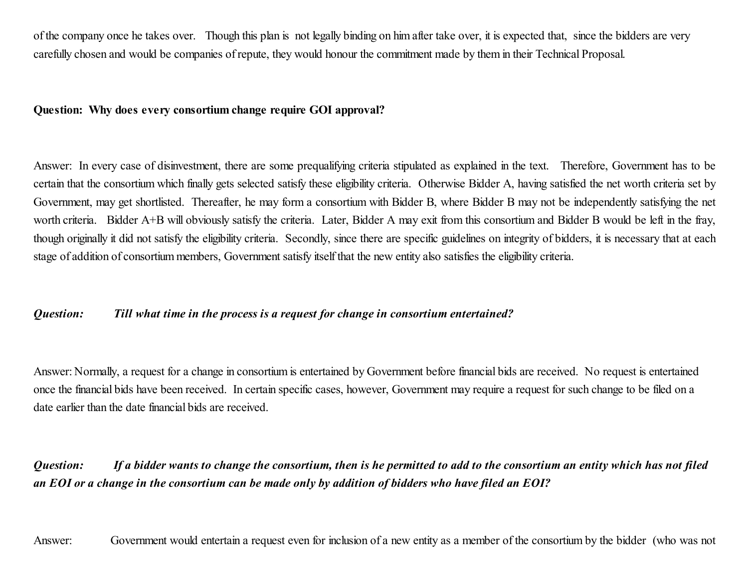of the company once he takes over. Though this plan is not legally binding on him after take over, it is expected that, since the bidders are very carefully chosen and would be companies of repute, they would honour the commitment made by them in their Technical Proposal.

**Question: Why does every consortium change require GOI approval?**

Answer: In every case of disinvestment, there are some prequalifying criteria stipulated as explained in the text. Therefore, Government has to be certain that the consortium which finally gets selected satisfy these eligibility criteria. Otherwise Bidder A, having satisfied the net worth criteria set by Government, may get shortlisted. Thereafter, he may form a consortium with Bidder B, where Bidder B may not be independently satisfying the net worth criteria. Bidder A+B will obviously satisfy the criteria. Later, Bidder A may exit from this consortium and Bidder B would be left in the fray, though originally it did not satisfy the eligibility criteria. Secondly, since there are specific guidelines on integrity of bidders, it is necessary that at each stage of addition of consortium members, Government satisfy itself that the new entity also satisfies the eligibility criteria.

***Question: Till what time in the process is a request for change in consortium entertained?***

Answer: Normally, a request for a change in consortium is entertained by Government before financial bids are received. No request is entertained once the financial bids have been received. In certain specific cases, however, Government may require a request for such change to be filed on a date earlier than the date financial bids are received.

***Question: If a bidder wants to change the consortium, then is he permitted to add to the consortium an entity which has not filed an EOI or a change in the consortium can be made only by addition of bidders who have filed an EOI?***

Answer: Government would entertain a request even for inclusion of a new entity as a member of the consortium by the bidder (who was not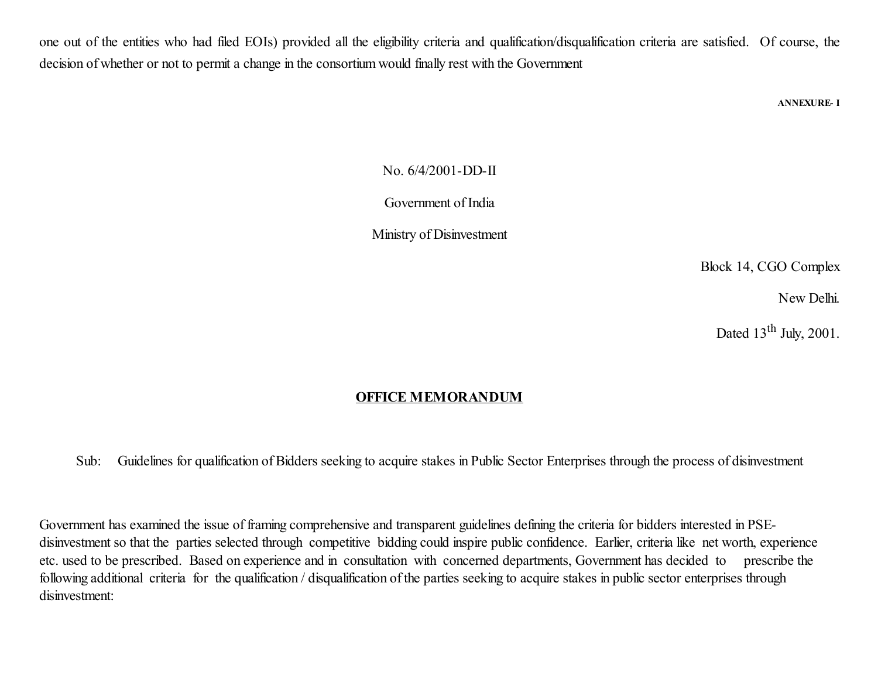one out of the entities who had filed EOIs) provided all the eligibility criteria and qualification/disqualification criteria are satisfied. Of course, the decision of whether or not to permit a change in the consortium would finally rest with the Government

**ANNEXURE- I**

No. 6/4/2001-DD-II

Government of India

Ministry of Disinvestment

Block 14, CGO Complex

New Delhi.

Dated 13th July, 2001.

**OFFICE MEMORANDUM**

Sub: Guidelines for qualification of Bidders seeking to acquire stakes in Public Sector Enterprises through the process of disinvestment

Government has examined the issue of framing comprehensive and transparent guidelines defining the criteria for bidders interested in PSE-disinvestment so that the parties selected through competitive bidding could inspire public confidence. Earlier, criteria like net worth, experience etc. used to be prescribed. Based on experience and in consultation with concerned departments, Government has decided to prescribe the following additional criteria for the qualification / disqualification of the parties seeking to acquire stakes in public sector enterprises through disinvestment: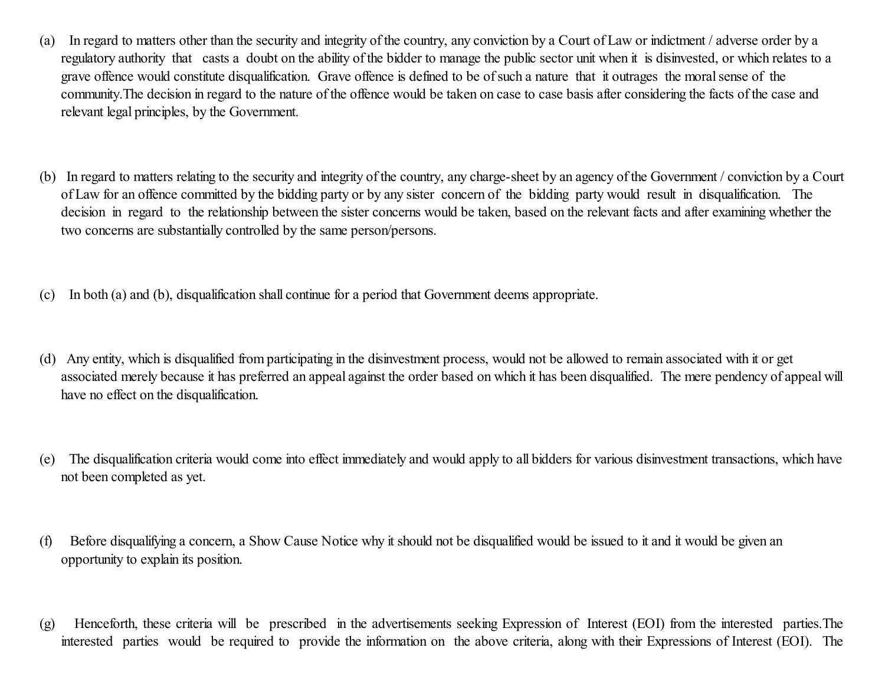(a) In regard to matters other than the security and integrity of the country, any conviction by a Court of Law or indictment / adverse order by a regulatory authority that casts a doubt on the ability of the bidder to manage the public sector unit when it is disinvested, or which relates to a grave offence would constitute disqualification. Grave offence is defined to be of such a nature that it outrages the moral sense of the community.The decision in regard to the nature of the offence would be taken on case to case basis after considering the facts of the case and relevant legal principles, by the Government.

(b) In regard to matters relating to the security and integrity of the country, any charge-sheet by an agency of the Government / conviction by a Court of Law for an offence committed by the bidding party or by any sister concern of the bidding party would result in disqualification. The decision in regard to the relationship between the sister concerns would be taken, based on the relevant facts and after examining whether the two concerns are substantially controlled by the same person/persons.

(c) In both (a) and (b), disqualification shall continue for a period that Government deems appropriate.

(d) Any entity, which is disqualified from participating in the disinvestment process, would not be allowed to remain associated with it or get associated merely because it has preferred an appeal against the order based on which it has been disqualified. The mere pendency of appeal will have no effect on the disqualification.

(e) The disqualification criteria would come into effect immediately and would apply to all bidders for various disinvestment transactions, which have not been completed as yet.

(f) Before disqualifying a concern, a Show Cause Notice why it should not be disqualified would be issued to it and it would be given an opportunity to explain its position.

(g) Henceforth, these criteria will be prescribed in the advertisements seeking Expression of Interest (EOI) from the interested parties.The interested parties would be required to provide the information on the above criteria, along with their Expressions of Interest (EOI). The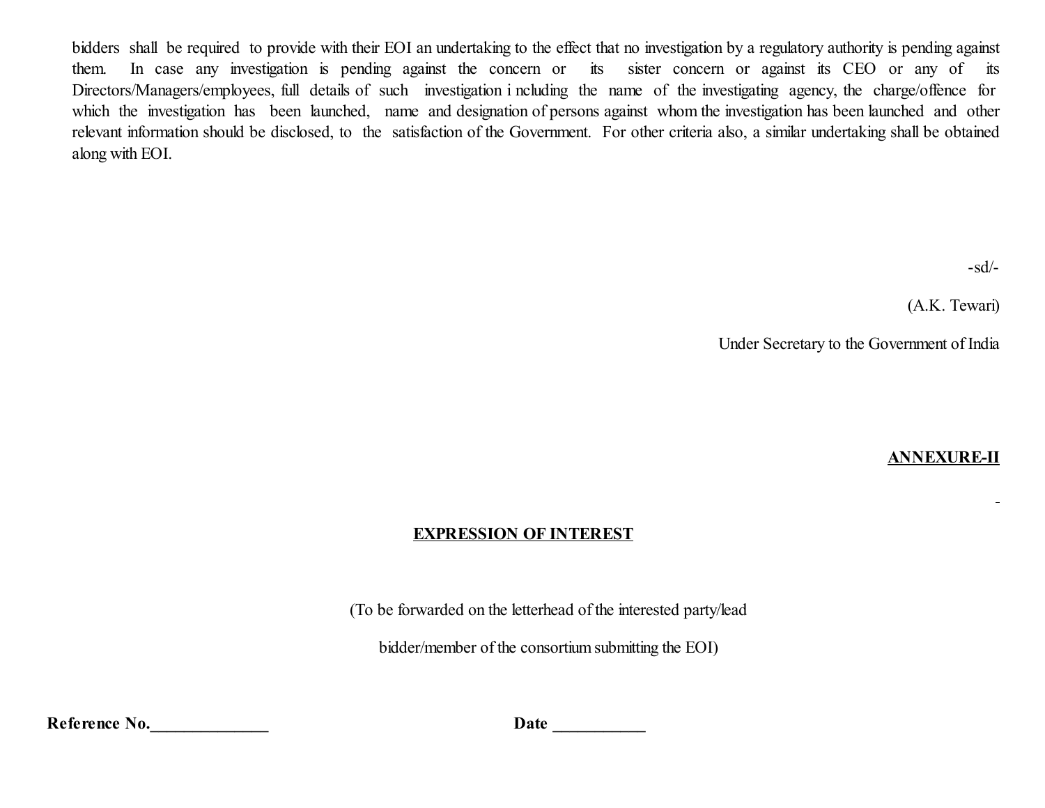bidders shall be required to provide with their EOI an undertaking to the effect that no investigation by a regulatory authority is pending against them. In case any investigation is pending against the concern or its sister concern or against its CEO or any of its Directors/Managers/employees, full details of such investigation including the name of the investigating agency, the charge/offence for which the investigation has been launched, name and designation of persons against whom the investigation has been launched and other relevant information should be disclosed, to the satisfaction of the Government. For other criteria also, a similar undertaking shall be obtained along with EOI.

-sd/-

(A.K. Tewari)

Under Secretary to the Government of India

**ANNEXURE-II**

**EXPRESSION OF INTEREST**

(To be forwarded on the letterhead of the interested party/lead bidder/member of the consortium submitting the EOI)

**Reference No.______________** **Date ___________**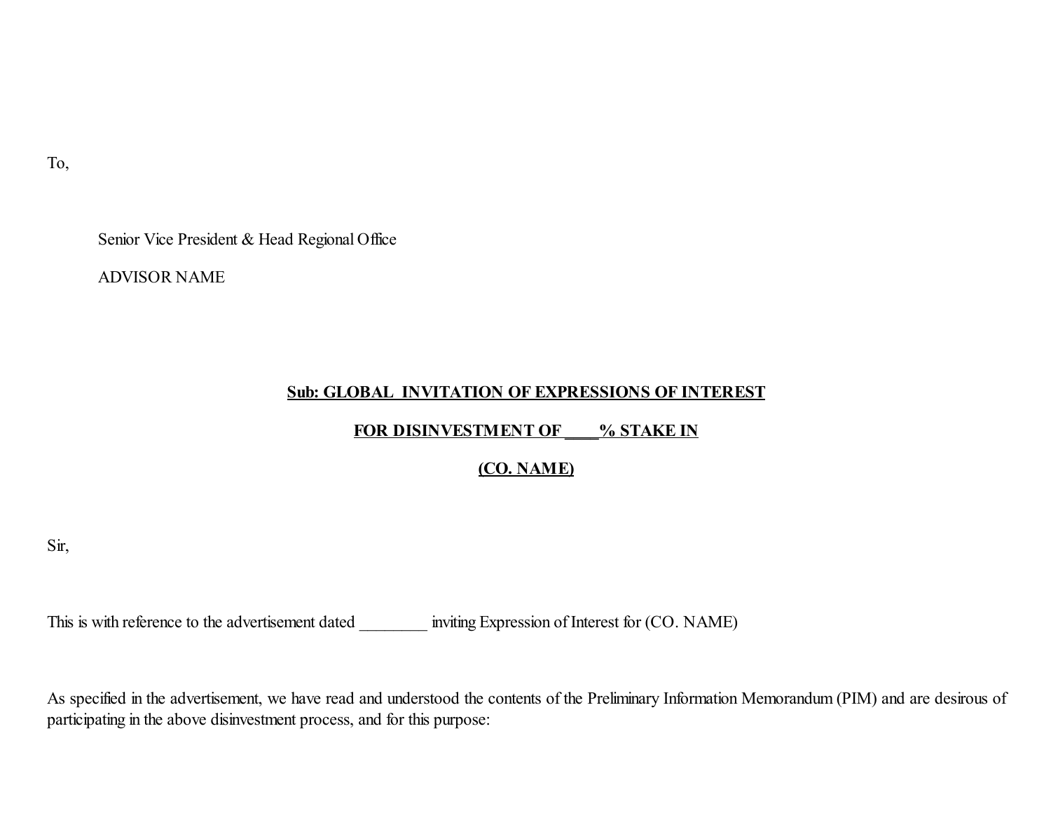To,

Senior Vice President & Head Regional Office

ADVISOR NAME

**Sub: GLOBAL INVITATION OF EXPRESSIONS OF INTEREST**

**FOR DISINVESTMENT OF ____% STAKE IN**

**(CO. NAME)**

Sir,

This is with reference to the advertisement dated ________ inviting Expression of Interest for (CO. NAME)

As specified in the advertisement, we have read and understood the contents of the Preliminary Information Memorandum (PIM) and are desirous of participating in the above disinvestment process, and for this purpose: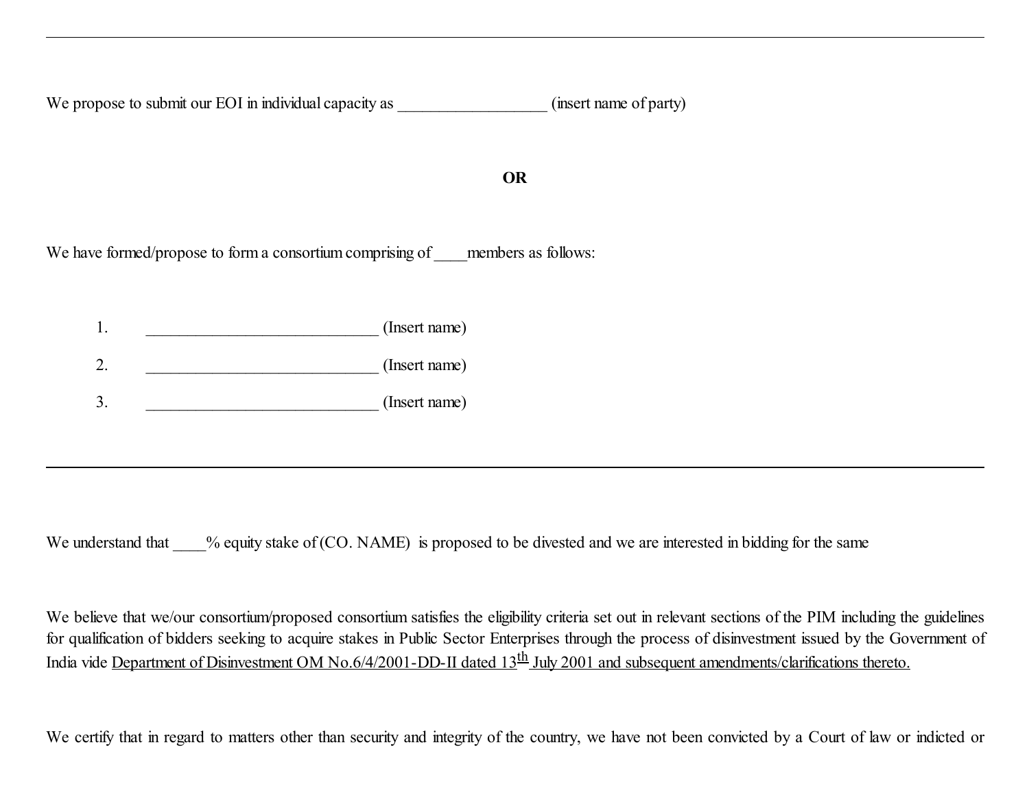---

We propose to submit our EOI in individual capacity as ___________________ (insert name of party)

**OR**

We have formed/propose to form a consortium comprising of ____members as follows:

1. _____________________________ (Insert name)
2. _____________________________ (Insert name)
3. _____________________________ (Insert name)

---

We understand that ____% equity stake of (CO. NAME) is proposed to be divested and we are interested in bidding for the same

We believe that we/our consortium/proposed consortium satisfies the eligibility criteria set out in relevant sections of the PIM including the guidelines for qualification of bidders seeking to acquire stakes in Public Sector Enterprises through the process of disinvestment issued by the Government of India vide Department of Disinvestment OM No.6/4/2001-DD-II dated 13th July 2001 and subsequent amendments/clarifications thereto.

We certify that in regard to matters other than security and integrity of the country, we have not been convicted by a Court of law or indicted or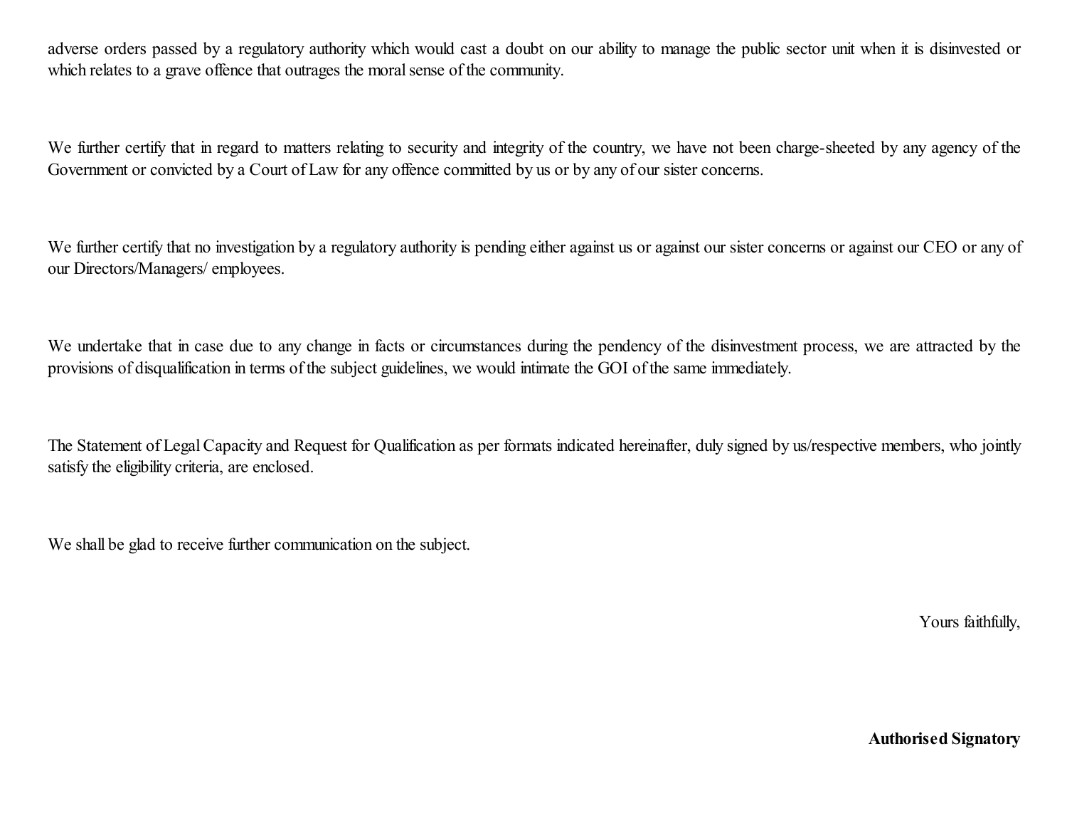adverse orders passed by a regulatory authority which would cast a doubt on our ability to manage the public sector unit when it is disinvested or which relates to a grave offence that outrages the moral sense of the community.

We further certify that in regard to matters relating to security and integrity of the country, we have not been charge-sheeted by any agency of the Government or convicted by a Court of Law for any offence committed by us or by any of our sister concerns.

We further certify that no investigation by a regulatory authority is pending either against us or against our sister concerns or against our CEO or any of our Directors/Managers/ employees.

We undertake that in case due to any change in facts or circumstances during the pendency of the disinvestment process, we are attracted by the provisions of disqualification in terms of the subject guidelines, we would intimate the GOI of the same immediately.

The Statement of Legal Capacity and Request for Qualification as per formats indicated hereinafter, duly signed by us/respective members, who jointly satisfy the eligibility criteria, are enclosed.

We shall be glad to receive further communication on the subject.

Yours faithfully,

**Authorised Signatory**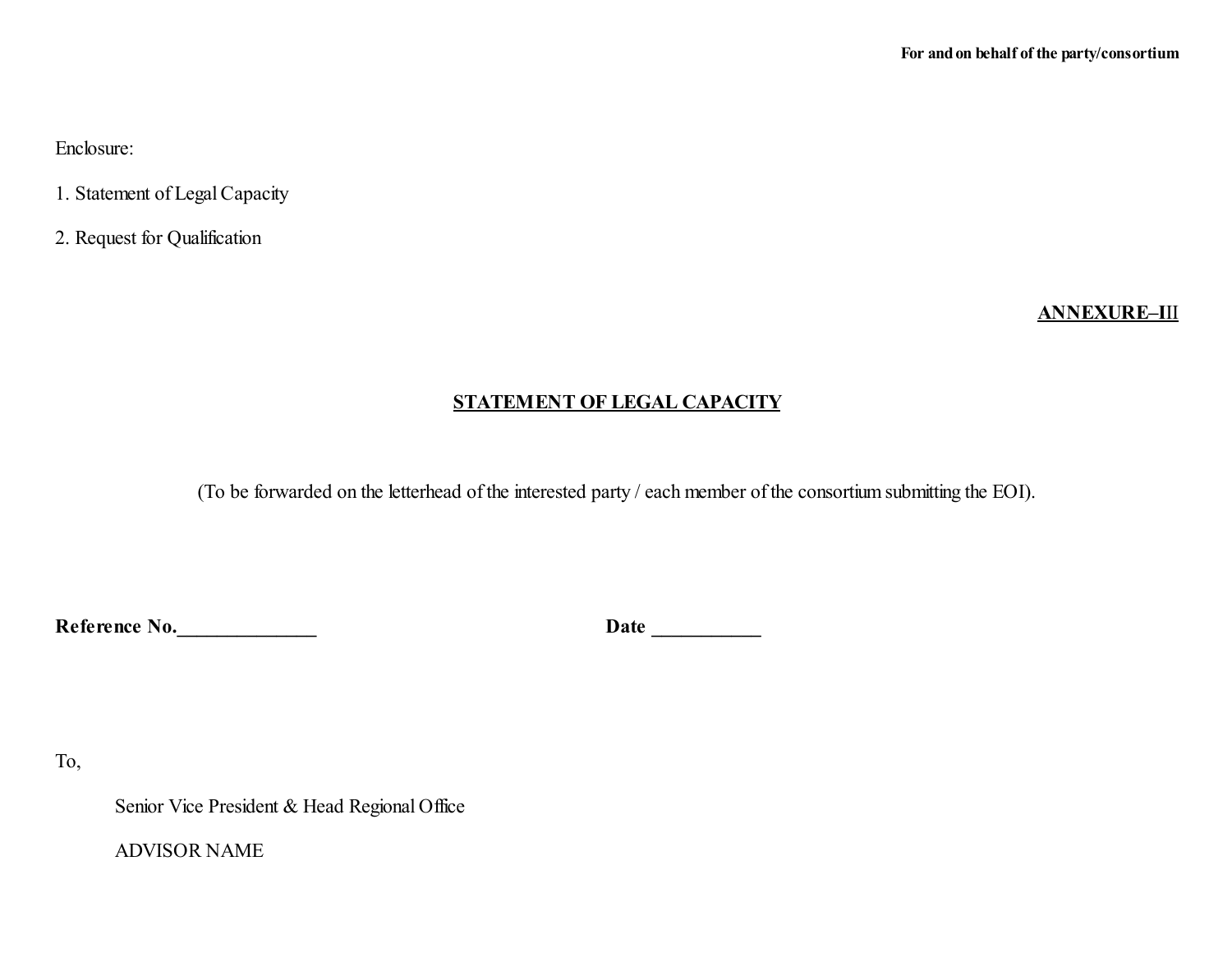**For and on behalf of the party/consortium**

Enclosure:

1. Statement of Legal Capacity

2. Request for Qualification

**ANNEXURE–III**

## STATEMENT OF LEGAL CAPACITY

(To be forwarded on the letterhead of the interested party / each member of the consortium submitting the EOI).

**Reference No.______________** **Date ___________**

To,

Senior Vice President & Head Regional Office

ADVISOR NAME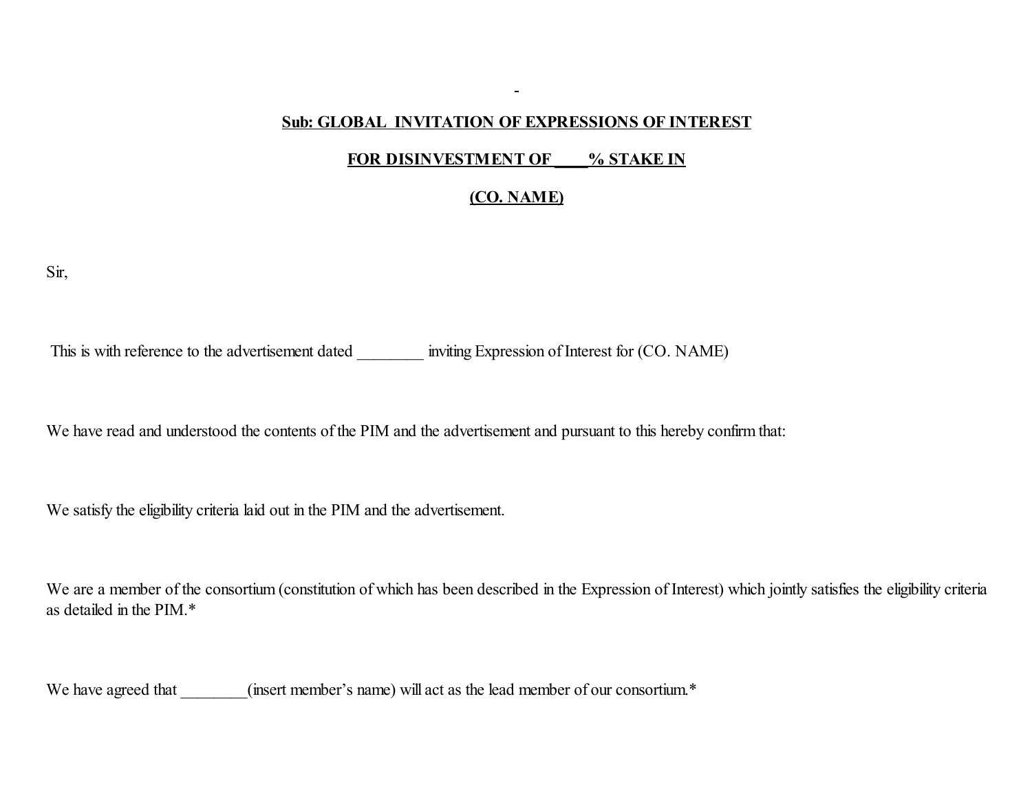**Sub: GLOBAL INVITATION OF EXPRESSIONS OF INTEREST**

**FOR DISINVESTMENT OF ____% STAKE IN**

**(CO. NAME)**

Sir,

This is with reference to the advertisement dated ________ inviting Expression of Interest for (CO. NAME)

We have read and understood the contents of the PIM and the advertisement and pursuant to this hereby confirm that:

We satisfy the eligibility criteria laid out in the PIM and the advertisement.

We are a member of the consortium (constitution of which has been described in the Expression of Interest) which jointly satisfies the eligibility criteria as detailed in the PIM.*

We have agreed that ________(insert member's name) will act as the lead member of our consortium.*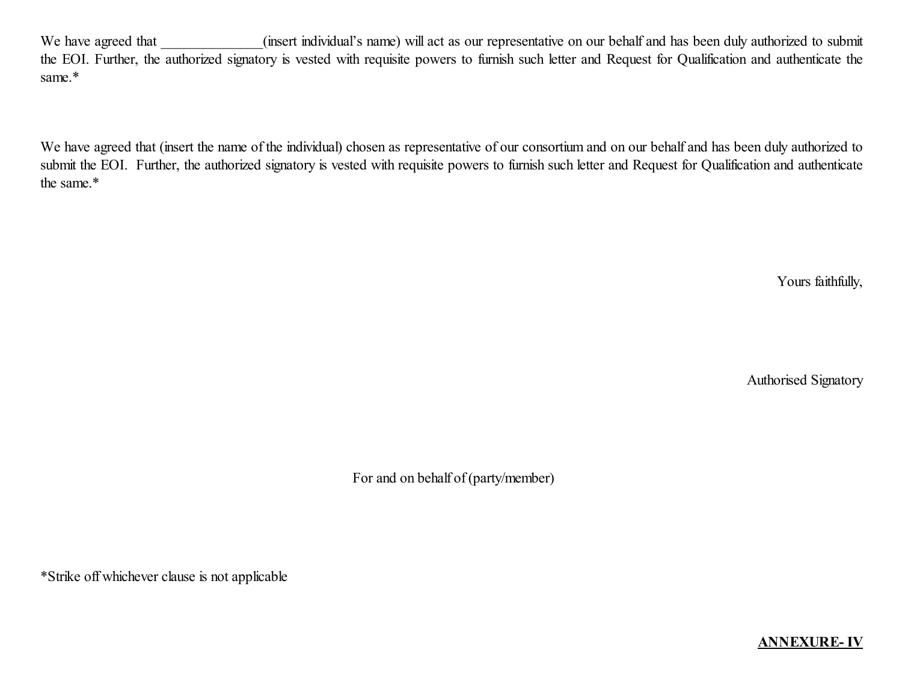We have agreed that ______________(insert individual's name) will act as our representative on our behalf and has been duly authorized to submit the EOI. Further, the authorized signatory is vested with requisite powers to furnish such letter and Request for Qualification and authenticate the same.*

We have agreed that (insert the name of the individual) chosen as representative of our consortium and on our behalf and has been duly authorized to submit the EOI. Further, the authorized signatory is vested with requisite powers to furnish such letter and Request for Qualification and authenticate the same.*

Yours faithfully,

Authorised Signatory

For and on behalf of (party/member)

*Strike off whichever clause is not applicable

**ANNEXURE- IV**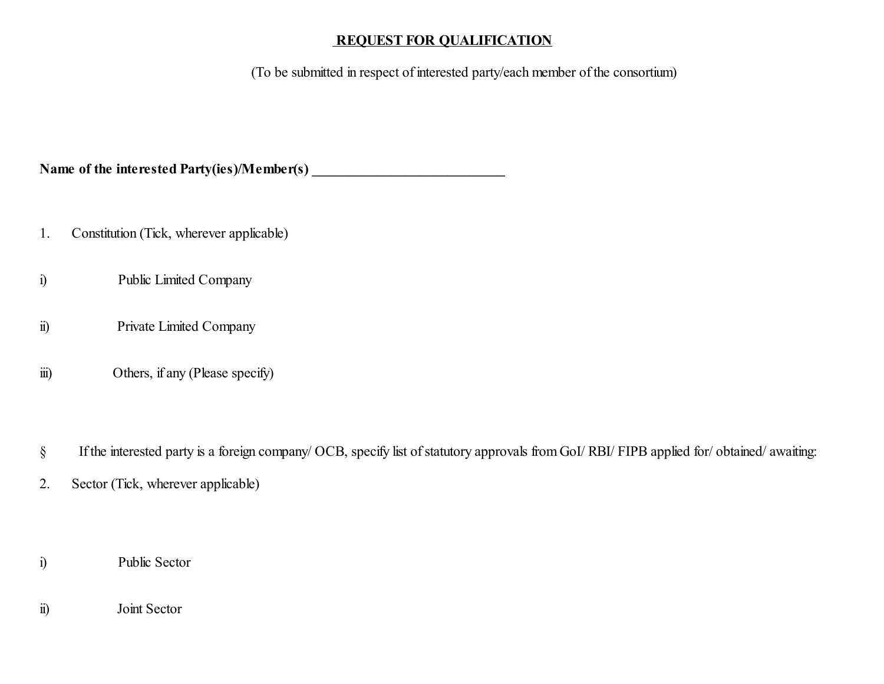**<u>REQUEST FOR QUALIFICATION</u>**

(To be submitted in respect of interested party/each member of the consortium)

**Name of the interested Party(ies)/Member(s) ___________________________**

1. Constitution (Tick, wherever applicable)

i) Public Limited Company

ii) Private Limited Company

iii) Others, if any (Please specify)

§ If the interested party is a foreign company/ OCB, specify list of statutory approvals from GoI/ RBI/ FIPB applied for/ obtained/ awaiting:

2. Sector (Tick, wherever applicable)

i) Public Sector

ii) Joint Sector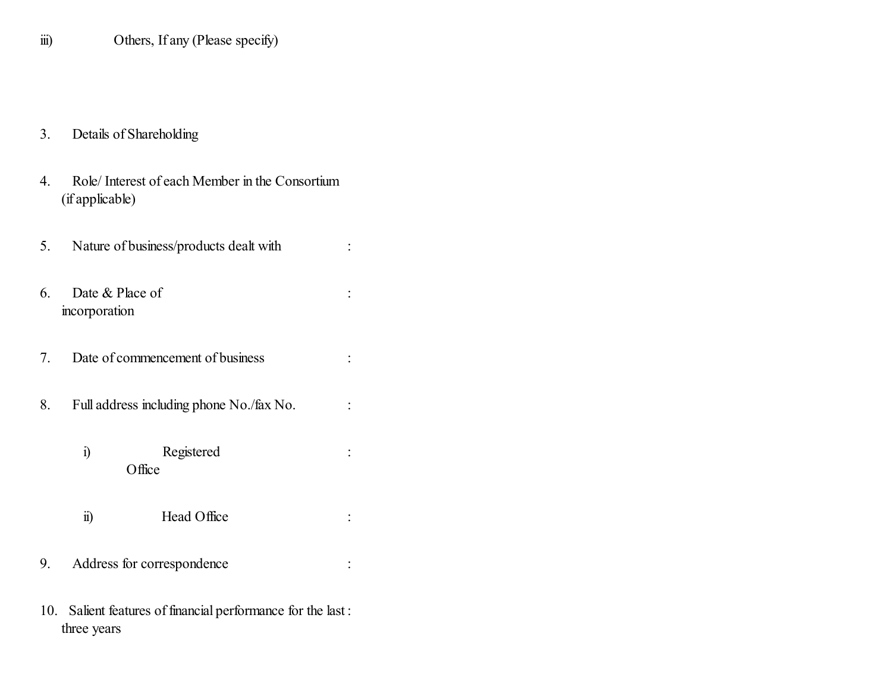iii) Others, If any (Please specify)

3. Details of Shareholding

4. Role/ Interest of each Member in the Consortium (if applicable)

5. Nature of business/products dealt with :

6. Date & Place of incorporation :

7. Date of commencement of business :

8. Full address including phone No./fax No. :

   i) Registered Office :

   ii) Head Office :

9. Address for correspondence :

10. Salient features of financial performance for the last three years :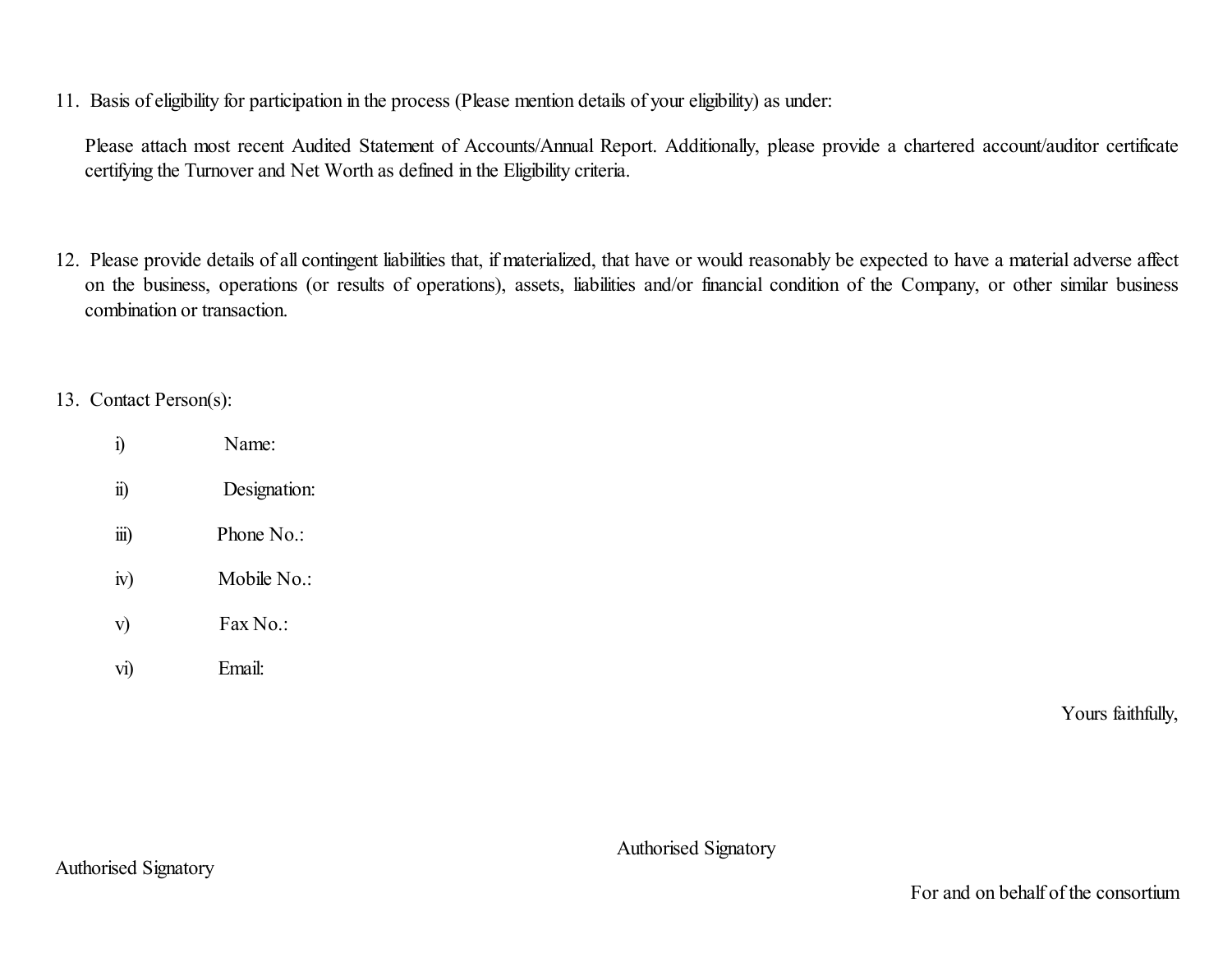11. Basis of eligibility for participation in the process (Please mention details of your eligibility) as under:

   Please attach most recent Audited Statement of Accounts/Annual Report. Additionally, please provide a chartered account/auditor certificate certifying the Turnover and Net Worth as defined in the Eligibility criteria.

12. Please provide details of all contingent liabilities that, if materialized, that have or would reasonably be expected to have a material adverse affect on the business, operations (or results of operations), assets, liabilities and/or financial condition of the Company, or other similar business combination or transaction.

13. Contact Person(s):

   i) Name:

   ii) Designation:

   iii) Phone No.:

   iv) Mobile No.:

   v) Fax No.:

   vi) Email:

Yours faithfully,

Authorised Signatory

Authorised Signatory

For and on behalf of the consortium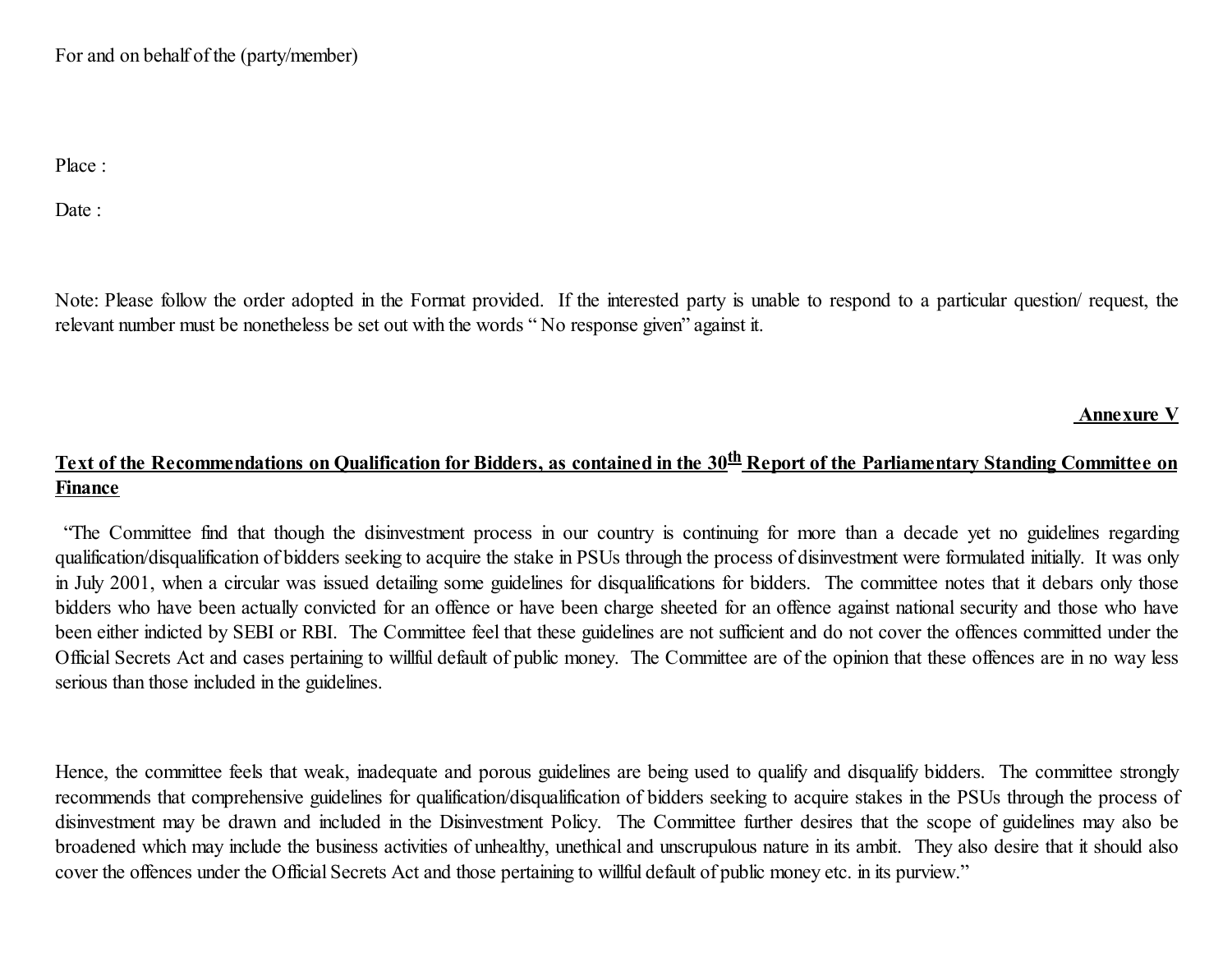For and on behalf of the (party/member)

Place :

Date :

Note: Please follow the order adopted in the Format provided. If the interested party is unable to respond to a particular question/ request, the relevant number must be nonetheless be set out with the words " No response given" against it.

**Annexure V**

## Text of the Recommendations on Qualification for Bidders, as contained in the 30th Report of the Parliamentary Standing Committee on Finance

"The Committee find that though the disinvestment process in our country is continuing for more than a decade yet no guidelines regarding qualification/disqualification of bidders seeking to acquire the stake in PSUs through the process of disinvestment were formulated initially. It was only in July 2001, when a circular was issued detailing some guidelines for disqualifications for bidders. The committee notes that it debars only those bidders who have been actually convicted for an offence or have been charge sheeted for an offence against national security and those who have been either indicted by SEBI or RBI. The Committee feel that these guidelines are not sufficient and do not cover the offences committed under the Official Secrets Act and cases pertaining to willful default of public money. The Committee are of the opinion that these offences are in no way less serious than those included in the guidelines.

Hence, the committee feels that weak, inadequate and porous guidelines are being used to qualify and disqualify bidders. The committee strongly recommends that comprehensive guidelines for qualification/disqualification of bidders seeking to acquire stakes in the PSUs through the process of disinvestment may be drawn and included in the Disinvestment Policy. The Committee further desires that the scope of guidelines may also be broadened which may include the business activities of unhealthy, unethical and unscrupulous nature in its ambit. They also desire that it should also cover the offences under the Official Secrets Act and those pertaining to willful default of public money etc. in its purview."